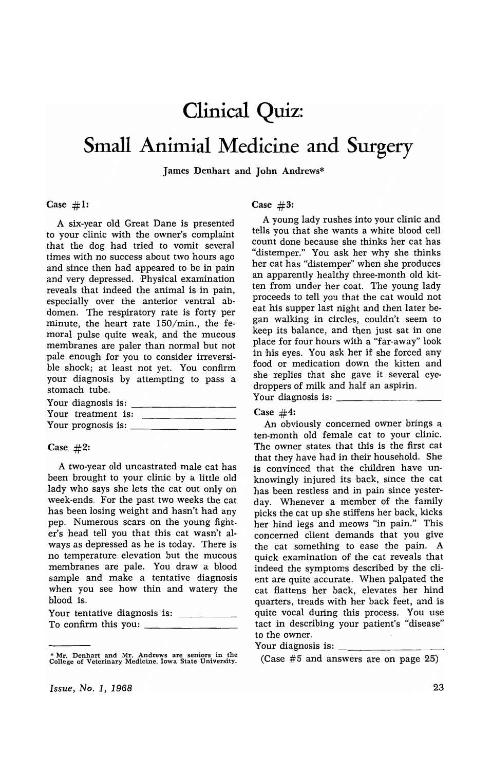# Clinical Quiz:

## Small Animal Medicine and Surgery

**James Denhart and John Andrews***

**Case #1:**

A six-year old Great Dane is presented to your clinic with the owner's complaint that the dog had tried to vomit several times with no success about two hours ago and since then had appeared to be in pain and very depressed. Physical examination reveals that indeed the animal is in pain, especially over the anterior ventral abdomen. The respiratory rate is forty per minute, the heart rate 150/min., the femoral pulse quite weak, and the mucous membranes are paler than normal but not pale enough for you to consider irreversible shock; at least not yet. You confirm your diagnosis by attempting to pass a stomach tube.

Your diagnosis is: ____________________

Your treatment is: ____________________

Your prognosis is: ____________________

**Case #2:**

A two-year old uncastrated male cat has been brought to your clinic by a little old lady who says she lets the cat out only on week-ends. For the past two weeks the cat has been losing weight and hasn't had any pep. Numerous scars on the young fighter's head tell you that this cat wasn't always as depressed as he is today. There is no temperature elevation but the mucous membranes are pale. You draw a blood sample and make a tentative diagnosis when you see how thin and watery the blood is.

Your tentative diagnosis is: ____________

To confirm this you: ____________________

**Case #3:**

A young lady rushes into your clinic and tells you that she wants a white blood cell count done because she thinks her cat has "distemper." You ask her why she thinks her cat has "distemper" when she produces an apparently healthy three-month old kitten from under her coat. The young lady proceeds to tell you that the cat would not eat his supper last night and then later began walking in circles, couldn't seem to keep its balance, and then just sat in one place for four hours with a "far-away" look in his eyes. You ask her if she forced any food or medication down the kitten and she replies that she gave it several eye-droppers of milk and half an aspirin.

Your diagnosis is: ____________________

**Case #4:**

An obviously concerned owner brings a ten-month old female cat to your clinic. The owner states that this is the first cat that they have had in their household. She is convinced that the children have unknowingly injured its back, since the cat has been restless and in pain since yesterday. Whenever a member of the family picks the cat up she stiffens her back, kicks her hind legs and meows "in pain." This concerned client demands that you give the cat something to ease the pain. A quick examination of the cat reveals that indeed the symptoms described by the client are quite accurate. When palpated the cat flattens her back, elevates her hind quarters, treads with her back feet, and is quite vocal during this process. You use tact in describing your patient's "disease" to the owner.

Your diagnosis is: ____________________

(Case #5 and answers are on page 25)

---

\* Mr. Denhart and Mr. Andrews are seniors in the College of Veterinary Medicine, Iowa State University.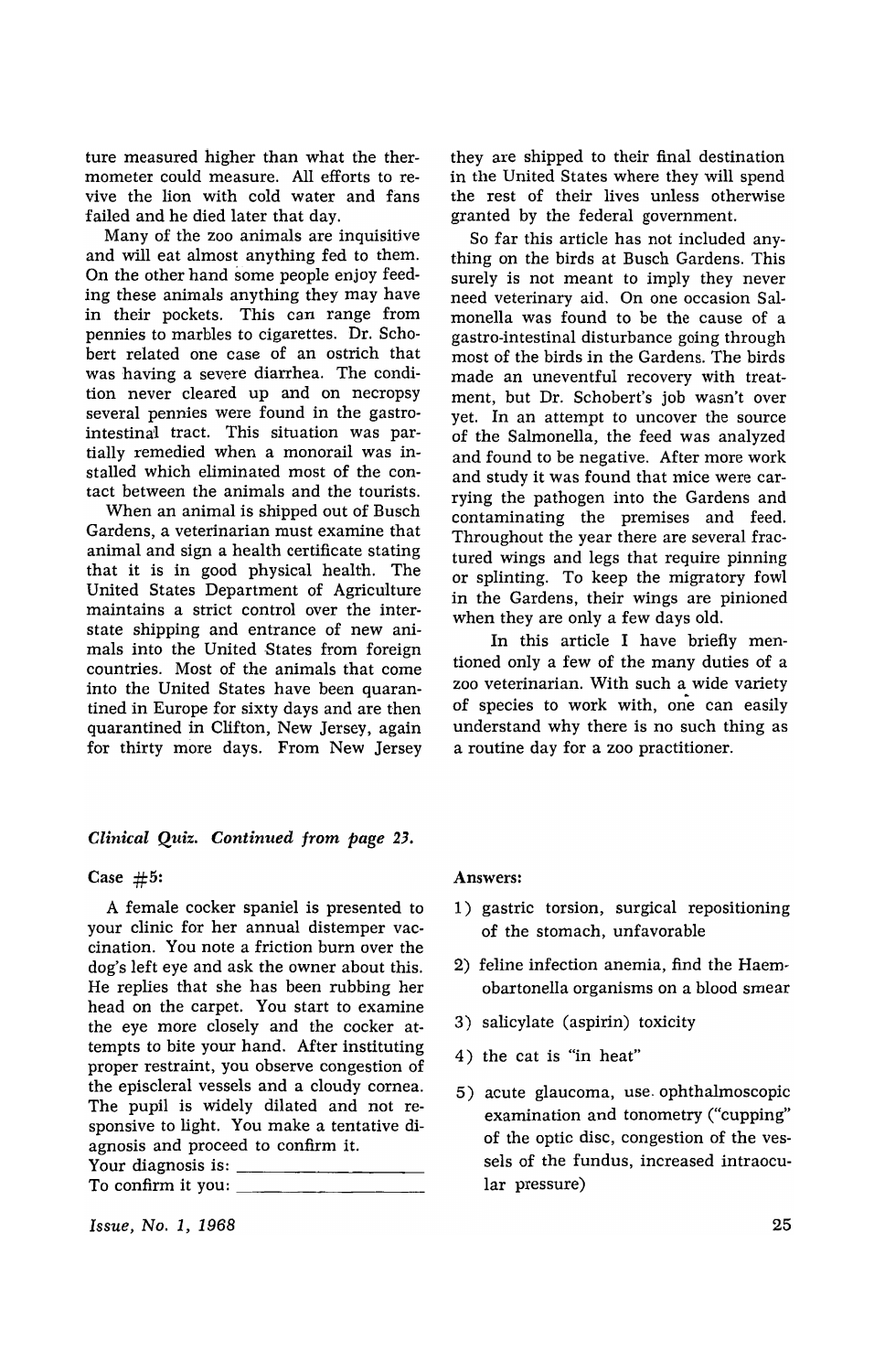ture measured higher than what the thermometer could measure. All efforts to revive the lion with cold water and fans failed and he died later that day.

Many of the zoo animals are inquisitive and will eat almost anything fed to them. On the other hand some people enjoy feeding these animals anything they may have in their pockets. This can range from pennies to marbles to cigarettes. Dr. Schobert related one case of an ostrich that was having a severe diarrhea. The condition never cleared up and on necropsy several pennies were found in the gastrointestinal tract. This situation was partially remedied when a monorail was installed which eliminated most of the contact between the animals and the tourists.

When an animal is shipped out of Busch Gardens, a veterinarian must examine that animal and sign a health certificate stating that it is in good physical health. The United States Department of Agriculture maintains a strict control over the interstate shipping and entrance of new animals into the United States from foreign countries. Most of the animals that come into the United States have been quarantined in Europe for sixty days and are then quarantined in Clifton, New Jersey, again for thirty more days. From New Jersey they are shipped to their final destination in the United States where they will spend the rest of their lives unless otherwise granted by the federal government.

So far this article has not included anything on the birds at Busch Gardens. This surely is not meant to imply they never need veterinary aid. On one occasion Salmonella was found to be the cause of a gastro-intestinal disturbance going through most of the birds in the Gardens. The birds made an uneventful recovery with treatment, but Dr. Schobert's job wasn't over yet. In an attempt to uncover the source of the Salmonella, the feed was analyzed and found to be negative. After more work and study it was found that mice were carrying the pathogen into the Gardens and contaminating the premises and feed. Throughout the year there are several fractured wings and legs that require pinning or splinting. To keep the migratory fowl in the Gardens, their wings are pinioned when they are only a few days old.

In this article I have briefly mentioned only a few of the many duties of a zoo veterinarian. With such a wide variety of species to work with, one can easily understand why there is no such thing as a routine day for a zoo practitioner.

### *Clinical Quiz. Continued from page 23.*

**Case #5:**

A female cocker spaniel is presented to your clinic for her annual distemper vaccination. You note a friction burn over the dog's left eye and ask the owner about this. He replies that she has been rubbing her head on the carpet. You start to examine the eye more closely and the cocker attempts to bite your hand. After instituting proper restraint, you observe congestion of the episcleral vessels and a cloudy cornea. The pupil is widely dilated and not responsive to light. You make a tentative diagnosis and proceed to confirm it.

Your diagnosis is: ____________________

To confirm it you: ____________________

**Answers:**

1) gastric torsion, surgical repositioning of the stomach, unfavorable
2) feline infection anemia, find the Haemobartonella organisms on a blood smear
3) salicylate (aspirin) toxicity
4) the cat is "in heat"
5) acute glaucoma, use ophthalmoscopic examination and tonometry ("cupping" of the optic disc, congestion of the vessels of the fundus, increased intraocular pressure)